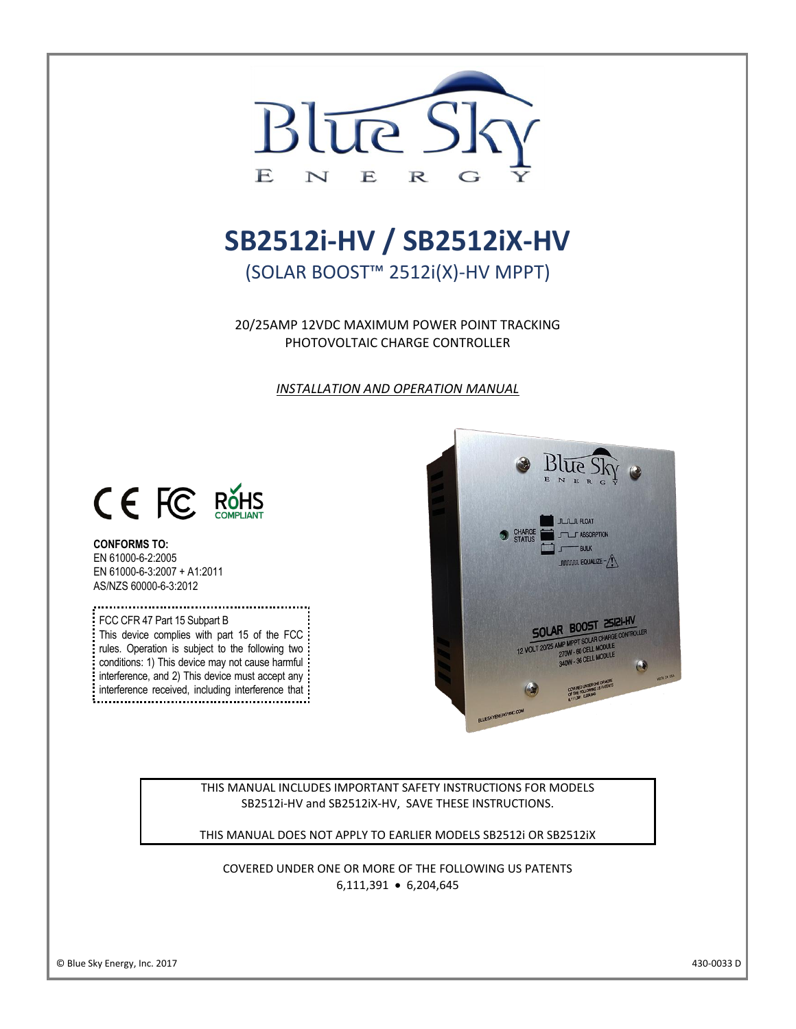# SB2512i-HV / SB2512iX-HV

## (SOLAR BOOST™ 2512i(X)-HV MPPT)

20/25AMP 12VDC MAXIMUM POWER POINT TRACKING
PHOTOVOLTAIC CHARGE CONTROLLER

*INSTALLATION AND OPERATION MANUAL*

**CONFORMS TO:**
EN 61000-6-2:2005
EN 61000-6-3:2007 + A1:2011
AS/NZS 60000-6-3:2012

FCC CFR 47 Part 15 Subpart B
This device complies with part 15 of the FCC rules. Operation is subject to the following two conditions: 1) This device may not cause harmful interference, and 2) This device must accept any interference received, including interference that

THIS MANUAL INCLUDES IMPORTANT SAFETY INSTRUCTIONS FOR MODELS SB2512i-HV and SB2512iX-HV, SAVE THESE INSTRUCTIONS.

THIS MANUAL DOES NOT APPLY TO EARLIER MODELS SB2512i OR SB2512iX

COVERED UNDER ONE OR MORE OF THE FOLLOWING US PATENTS
6,111,391 • 6,204,645

© Blue Sky Energy, Inc. 2017

430-0033 D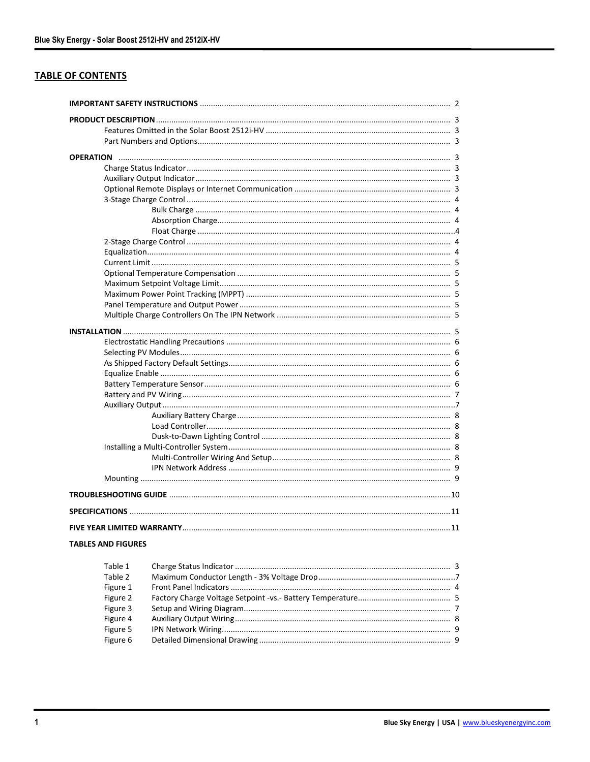## TABLE OF CONTENTS

**IMPORTANT SAFETY INSTRUCTIONS** ........ 2

**PRODUCT DESCRIPTION** ........ 3
- Features Omitted in the Solar Boost 2512i-HV ........ 3
- Part Numbers and Options ........ 3

**OPERATION** ........ 3
- Charge Status Indicator ........ 3
- Auxiliary Output Indicator ........ 3
- Optional Remote Displays or Internet Communication ........ 3
- 3-Stage Charge Control ........ 4
  - Bulk Charge ........ 4
  - Absorption Charge ........ 4
  - Float Charge ........ 4
- 2-Stage Charge Control ........ 4
- Equalization ........ 4
- Current Limit ........ 5
- Optional Temperature Compensation ........ 5
- Maximum Setpoint Voltage Limit ........ 5
- Maximum Power Point Tracking (MPPT) ........ 5
- Panel Temperature and Output Power ........ 5
- Multiple Charge Controllers On The IPN Network ........ 5

**INSTALLATION** ........ 5
- Electrostatic Handling Precautions ........ 6
- Selecting PV Modules ........ 6
- As Shipped Factory Default Settings ........ 6
- Equalize Enable ........ 6
- Battery Temperature Sensor ........ 6
- Battery and PV Wiring ........ 7
- Auxiliary Output ........ 7
  - Auxiliary Battery Charge ........ 8
  - Load Controller ........ 8
  - Dusk-to-Dawn Lighting Control ........ 8
- Installing a Multi-Controller System ........ 8
  - Multi-Controller Wiring And Setup ........ 8
  - IPN Network Address ........ 9
- Mounting ........ 9

**TROUBLESHOOTING GUIDE** ........ 10

**SPECIFICATIONS** ........ 11

**FIVE YEAR LIMITED WARRANTY** ........ 11

**TABLES AND FIGURES**

| | | |
|---|---|---|
| Table 1 | Charge Status Indicator | 3 |
| Table 2 | Maximum Conductor Length - 3% Voltage Drop | 7 |
| Figure 1 | Front Panel Indicators | 4 |
| Figure 2 | Factory Charge Voltage Setpoint -vs.- Battery Temperature | 5 |
| Figure 3 | Setup and Wiring Diagram | 7 |
| Figure 4 | Auxiliary Output Wiring | 8 |
| Figure 5 | IPN Network Wiring | 9 |
| Figure 6 | Detailed Dimensional Drawing | 9 |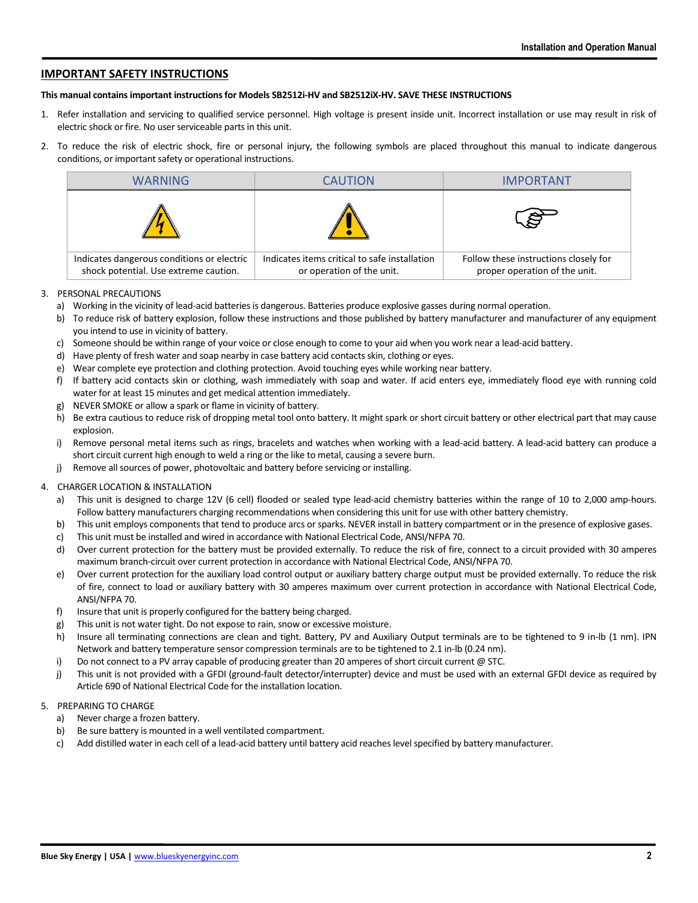## IMPORTANT SAFETY INSTRUCTIONS

**This manual contains important instructions for Models SB2512i-HV and SB2512iX-HV. SAVE THESE INSTRUCTIONS**

1. Refer installation and servicing to qualified service personnel. High voltage is present inside unit. Incorrect installation or use may result in risk of electric shock or fire. No user serviceable parts in this unit.
2. To reduce the risk of electric shock, fire or personal injury, the following symbols are placed throughout this manual to indicate dangerous conditions, or important safety or operational instructions.

| WARNING | CAUTION | IMPORTANT |
|---|---|---|
| Indicates dangerous conditions or electric shock potential. Use extreme caution. | Indicates items critical to safe installation or operation of the unit. | Follow these instructions closely for proper operation of the unit. |

3. PERSONAL PRECAUTIONS
   a) Working in the vicinity of lead-acid batteries is dangerous. Batteries produce explosive gasses during normal operation.
   b) To reduce risk of battery explosion, follow these instructions and those published by battery manufacturer and manufacturer of any equipment you intend to use in vicinity of battery.
   c) Someone should be within range of your voice or close enough to come to your aid when you work near a lead-acid battery.
   d) Have plenty of fresh water and soap nearby in case battery acid contacts skin, clothing or eyes.
   e) Wear complete eye protection and clothing protection. Avoid touching eyes while working near battery.
   f) If battery acid contacts skin or clothing, wash immediately with soap and water. If acid enters eye, immediately flood eye with running cold water for at least 15 minutes and get medical attention immediately.
   g) NEVER SMOKE or allow a spark or flame in vicinity of battery.
   h) Be extra cautious to reduce risk of dropping metal tool onto battery. It might spark or short circuit battery or other electrical part that may cause explosion.
   i) Remove personal metal items such as rings, bracelets and watches when working with a lead-acid battery. A lead-acid battery can produce a short circuit current high enough to weld a ring or the like to metal, causing a severe burn.
   j) Remove all sources of power, photovoltaic and battery before servicing or installing.
4. CHARGER LOCATION & INSTALLATION
   a) This unit is designed to charge 12V (6 cell) flooded or sealed type lead-acid chemistry batteries within the range of 10 to 2,000 amp-hours. Follow battery manufacturers charging recommendations when considering this unit for use with other battery chemistry.
   b) This unit employs components that tend to produce arcs or sparks. NEVER install in battery compartment or in the presence of explosive gases.
   c) This unit must be installed and wired in accordance with National Electrical Code, ANSI/NFPA 70.
   d) Over current protection for the battery must be provided externally. To reduce the risk of fire, connect to a circuit provided with 30 amperes maximum branch-circuit over current protection in accordance with National Electrical Code, ANSI/NFPA 70.
   e) Over current protection for the auxiliary load control output or auxiliary battery charge output must be provided externally. To reduce the risk of fire, connect to load or auxiliary battery with 30 amperes maximum over current protection in accordance with National Electrical Code, ANSI/NFPA 70.
   f) Insure that unit is properly configured for the battery being charged.
   g) This unit is not water tight. Do not expose to rain, snow or excessive moisture.
   h) Insure all terminating connections are clean and tight. Battery, PV and Auxiliary Output terminals are to be tightened to 9 in-lb (1 nm). IPN Network and battery temperature sensor compression terminals are to be tightened to 2.1 in-lb (0.24 nm).
   i) Do not connect to a PV array capable of producing greater than 20 amperes of short circuit current @ STC.
   j) This unit is not provided with a GFDI (ground-fault detector/interrupter) device and must be used with an external GFDI device as required by Article 690 of National Electrical Code for the installation location.
5. PREPARING TO CHARGE
   a) Never charge a frozen battery.
   b) Be sure battery is mounted in a well ventilated compartment.
   c) Add distilled water in each cell of a lead-acid battery until battery acid reaches level specified by battery manufacturer.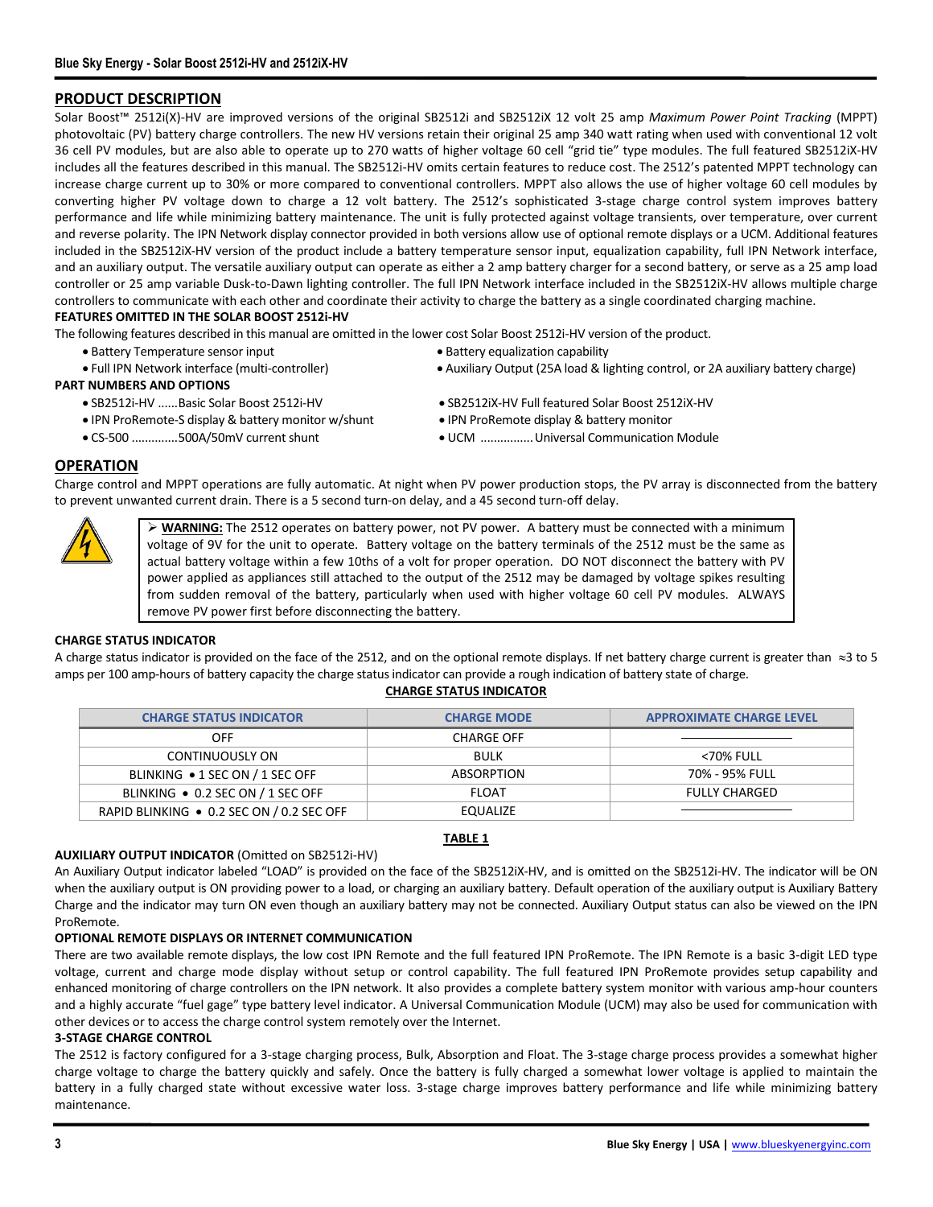## PRODUCT DESCRIPTION

Solar Boost™ 2512i(X)-HV are improved versions of the original SB2512i and SB2512iX 12 volt 25 amp *Maximum Power Point Tracking* (MPPT) photovoltaic (PV) battery charge controllers. The new HV versions retain their original 25 amp 340 watt rating when used with conventional 12 volt 36 cell PV modules, but are also able to operate up to 270 watts of higher voltage 60 cell "grid tie" type modules. The full featured SB2512iX-HV includes all the features described in this manual. The SB2512i-HV omits certain features to reduce cost. The 2512's patented MPPT technology can increase charge current up to 30% or more compared to conventional controllers. MPPT also allows the use of higher voltage 60 cell modules by converting higher PV voltage down to charge a 12 volt battery. The 2512's sophisticated 3-stage charge control system improves battery performance and life while minimizing battery maintenance. The unit is fully protected against voltage transients, over temperature, over current and reverse polarity. The IPN Network display connector provided in both versions allow use of optional remote displays or a UCM. Additional features included in the SB2512iX-HV version of the product include a battery temperature sensor input, equalization capability, full IPN Network interface, and an auxiliary output. The versatile auxiliary output can operate as either a 2 amp battery charger for a second battery, or serve as a 25 amp load controller or 25 amp variable Dusk-to-Dawn lighting controller. The full IPN Network interface included in the SB2512iX-HV allows multiple charge controllers to communicate with each other and coordinate their activity to charge the battery as a single coordinated charging machine.

### FEATURES OMITTED IN THE SOLAR BOOST 2512i-HV

The following features described in this manual are omitted in the lower cost Solar Boost 2512i-HV version of the product.

- Battery Temperature sensor input
- Full IPN Network interface (multi-controller)
- Battery equalization capability
- Auxiliary Output (25A load & lighting control, or 2A auxiliary battery charge)

### PART NUMBERS AND OPTIONS

- SB2512i-HV ......Basic Solar Boost 2512i-HV
- IPN ProRemote-S display & battery monitor w/shunt
- CS-500 ..............500A/50mV current shunt
- SB2512iX-HV Full featured Solar Boost 2512iX-HV
- IPN ProRemote display & battery monitor
- UCM ................Universal Communication Module

## OPERATION

Charge control and MPPT operations are fully automatic. At night when PV power production stops, the PV array is disconnected from the battery to prevent unwanted current drain. There is a 5 second turn-on delay, and a 45 second turn-off delay.

> ➢ **WARNING:** The 2512 operates on battery power, not PV power. A battery must be connected with a minimum voltage of 9V for the unit to operate. Battery voltage on the battery terminals of the 2512 must be the same as actual battery voltage within a few 10ths of a volt for proper operation. DO NOT disconnect the battery with PV power applied as appliances still attached to the output of the 2512 may be damaged by voltage spikes resulting from sudden removal of the battery, particularly when used with higher voltage 60 cell PV modules. ALWAYS remove PV power first before disconnecting the battery.

### CHARGE STATUS INDICATOR

A charge status indicator is provided on the face of the 2512, and on the optional remote displays. If net battery charge current is greater than ≈3 to 5 amps per 100 amp-hours of battery capacity the charge status indicator can provide a rough indication of battery state of charge.

**CHARGE STATUS INDICATOR**

| CHARGE STATUS INDICATOR | CHARGE MODE | APPROXIMATE CHARGE LEVEL |
|---|---|---|
| OFF | CHARGE OFF | ———————— |
| CONTINUOUSLY ON | BULK | <70% FULL |
| BLINKING • 1 SEC ON / 1 SEC OFF | ABSORPTION | 70% - 95% FULL |
| BLINKING • 0.2 SEC ON / 1 SEC OFF | FLOAT | FULLY CHARGED |
| RAPID BLINKING • 0.2 SEC ON / 0.2 SEC OFF | EQUALIZE | ———————— |

**TABLE 1**

**AUXILIARY OUTPUT INDICATOR** (Omitted on SB2512i-HV)

An Auxiliary Output indicator labeled "LOAD" is provided on the face of the SB2512iX-HV, and is omitted on the SB2512i-HV. The indicator will be ON when the auxiliary output is ON providing power to a load, or charging an auxiliary battery. Default operation of the auxiliary output is Auxiliary Battery Charge and the indicator may turn ON even though an auxiliary battery may not be connected. Auxiliary Output status can also be viewed on the IPN ProRemote.

### OPTIONAL REMOTE DISPLAYS OR INTERNET COMMUNICATION

There are two available remote displays, the low cost IPN Remote and the full featured IPN ProRemote. The IPN Remote is a basic 3-digit LED type voltage, current and charge mode display without setup or control capability. The full featured IPN ProRemote provides setup capability and enhanced monitoring of charge controllers on the IPN network. It also provides a complete battery system monitor with various amp-hour counters and a highly accurate "fuel gage" type battery level indicator. A Universal Communication Module (UCM) may also be used for communication with other devices or to access the charge control system remotely over the Internet.

### 3-STAGE CHARGE CONTROL

The 2512 is factory configured for a 3-stage charging process, Bulk, Absorption and Float. The 3-stage charge process provides a somewhat higher charge voltage to charge the battery quickly and safely. Once the battery is fully charged a somewhat lower voltage is applied to maintain the battery in a fully charged state without excessive water loss. 3-stage charge improves battery performance and life while minimizing battery maintenance.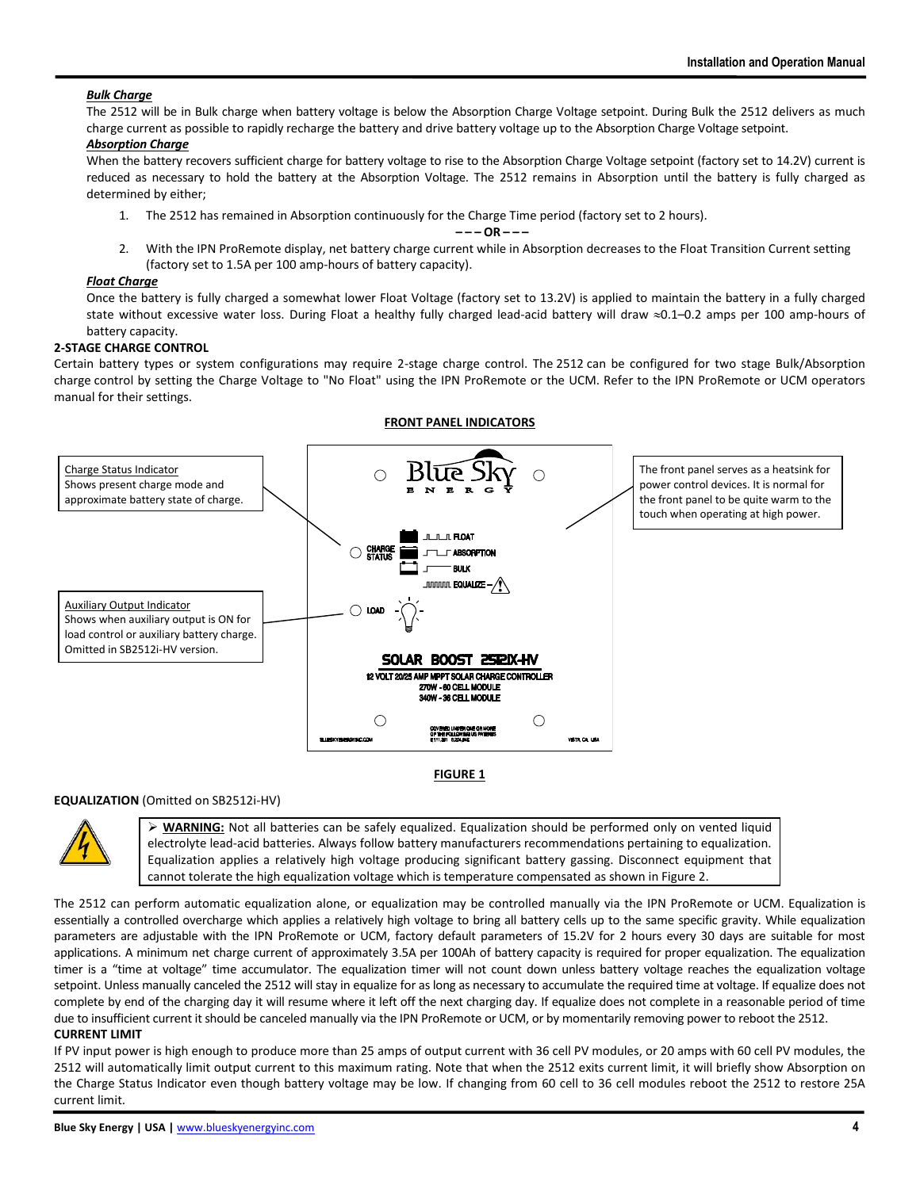***Bulk Charge***

The 2512 will be in Bulk charge when battery voltage is below the Absorption Charge Voltage setpoint. During Bulk the 2512 delivers as much charge current as possible to rapidly recharge the battery and drive battery voltage up to the Absorption Charge Voltage setpoint.

***Absorption Charge***

When the battery recovers sufficient charge for battery voltage to rise to the Absorption Charge Voltage setpoint (factory set to 14.2V) current is reduced as necessary to hold the battery at the Absorption Voltage. The 2512 remains in Absorption until the battery is fully charged as determined by either;

1. The 2512 has remained in Absorption continuously for the Charge Time period (factory set to 2 hours).

   **– – – OR – – –**

2. With the IPN ProRemote display, net battery charge current while in Absorption decreases to the Float Transition Current setting (factory set to 1.5A per 100 amp-hours of battery capacity).

***Float Charge***

Once the battery is fully charged a somewhat lower Float Voltage (factory set to 13.2V) is applied to maintain the battery in a fully charged state without excessive water loss. During Float a healthy fully charged lead-acid battery will draw ≈0.1–0.2 amps per 100 amp-hours of battery capacity.

**2-STAGE CHARGE CONTROL**

Certain battery types or system configurations may require 2-stage charge control. The 2512 can be configured for two stage Bulk/Absorption charge control by setting the Charge Voltage to "No Float" using the IPN ProRemote or the UCM. Refer to the IPN ProRemote or UCM operators manual for their settings.

**FRONT PANEL INDICATORS**

Charge Status Indicator
Shows present charge mode and approximate battery state of charge.

Auxiliary Output Indicator
Shows when auxiliary output is ON for load control or auxiliary battery charge. Omitted in SB2512i-HV version.

The front panel serves as a heatsink for power control devices. It is normal for the front panel to be quite warm to the touch when operating at high power.

Blue Sky ENERGY

CHARGE STATUS — FLOAT, ABSORPTION, BULK, EQUALIZE

LOAD

SOLAR BOOST 2512iX-HV

12 VOLT 20/25 AMP MPPT SOLAR CHARGE CONTROLLER
270W - 60 CELL MODULE
340W - 36 CELL MODULE

**FIGURE 1**

**EQUALIZATION** (Omitted on SB2512i-HV)

> ➢ **WARNING:** Not all batteries can be safely equalized. Equalization should be performed only on vented liquid electrolyte lead-acid batteries. Always follow battery manufacturers recommendations pertaining to equalization. Equalization applies a relatively high voltage producing significant battery gassing. Disconnect equipment that cannot tolerate the high equalization voltage which is temperature compensated as shown in Figure 2.

The 2512 can perform automatic equalization alone, or equalization may be controlled manually via the IPN ProRemote or UCM. Equalization is essentially a controlled overcharge which applies a relatively high voltage to bring all battery cells up to the same specific gravity. While equalization parameters are adjustable with the IPN ProRemote or UCM, factory default parameters of 15.2V for 2 hours every 30 days are suitable for most applications. A minimum net charge current of approximately 3.5A per 100Ah of battery capacity is required for proper equalization. The equalization timer is a "time at voltage" time accumulator. The equalization timer will not count down unless battery voltage reaches the equalization voltage setpoint. Unless manually canceled the 2512 will stay in equalize for as long as necessary to accumulate the required time at voltage. If equalize does not complete by end of the charging day it will resume where it left off the next charging day. If equalize does not complete in a reasonable period of time due to insufficient current it should be canceled manually via the IPN ProRemote or UCM, or by momentarily removing power to reboot the 2512.

**CURRENT LIMIT**

If PV input power is high enough to produce more than 25 amps of output current with 36 cell PV modules, or 20 amps with 60 cell PV modules, the 2512 will automatically limit output current to this maximum rating. Note that when the 2512 exits current limit, it will briefly show Absorption on the Charge Status Indicator even though battery voltage may be low. If changing from 60 cell to 36 cell modules reboot the 2512 to restore 25A current limit.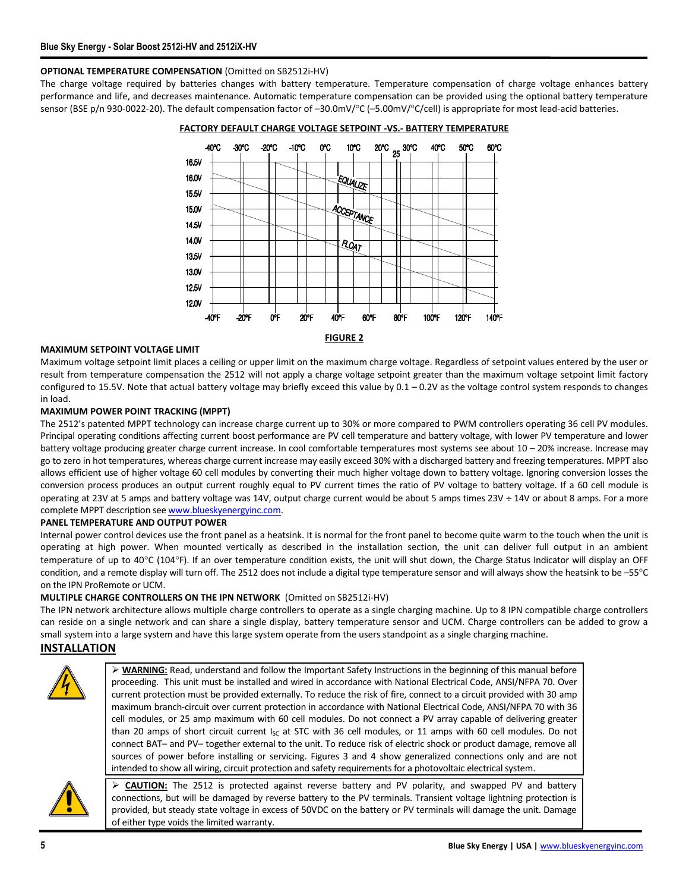**OPTIONAL TEMPERATURE COMPENSATION** (Omitted on SB2512i-HV)

The charge voltage required by batteries changes with battery temperature. Temperature compensation of charge voltage enhances battery performance and life, and decreases maintenance. Automatic temperature compensation can be provided using the optional battery temperature sensor (BSE p/n 930-0022-20). The default compensation factor of –30.0mV/°C (–5.00mV/°C/cell) is appropriate for most lead-acid batteries.

**FACTORY DEFAULT CHARGE VOLTAGE SETPOINT -VS.- BATTERY TEMPERATURE**

**FIGURE 2**

**MAXIMUM SETPOINT VOLTAGE LIMIT**

Maximum voltage setpoint limit places a ceiling or upper limit on the maximum charge voltage. Regardless of setpoint values entered by the user or result from temperature compensation the 2512 will not apply a charge voltage setpoint greater than the maximum voltage setpoint limit factory configured to 15.5V. Note that actual battery voltage may briefly exceed this value by 0.1 – 0.2V as the voltage control system responds to changes in load.

**MAXIMUM POWER POINT TRACKING (MPPT)**

The 2512's patented MPPT technology can increase charge current up to 30% or more compared to PWM controllers operating 36 cell PV modules. Principal operating conditions affecting current boost performance are PV cell temperature and battery voltage, with lower PV temperature and lower battery voltage producing greater charge current increase. In cool comfortable temperatures most systems see about 10 – 20% increase. Increase may go to zero in hot temperatures, whereas charge current increase may easily exceed 30% with a discharged battery and freezing temperatures. MPPT also allows efficient use of higher voltage 60 cell modules by converting their much higher voltage down to battery voltage. Ignoring conversion losses the conversion process produces an output current roughly equal to PV current times the ratio of PV voltage to battery voltage. If a 60 cell module is operating at 23V at 5 amps and battery voltage was 14V, output charge current would be about 5 amps times 23V ÷ 14V or about 8 amps. For a more complete MPPT description see www.blueskyenergyinc.com.

**PANEL TEMPERATURE AND OUTPUT POWER**

Internal power control devices use the front panel as a heatsink. It is normal for the front panel to become quite warm to the touch when the unit is operating at high power. When mounted vertically as described in the installation section, the unit can deliver full output in an ambient temperature of up to 40°C (104°F). If an over temperature condition exists, the unit will shut down, the Charge Status Indicator will display an OFF condition, and a remote display will turn off. The 2512 does not include a digital type temperature sensor and will always show the heatsink to be –55°C on the IPN ProRemote or UCM.

**MULTIPLE CHARGE CONTROLLERS ON THE IPN NETWORK** (Omitted on SB2512i-HV)

The IPN network architecture allows multiple charge controllers to operate as a single charging machine. Up to 8 IPN compatible charge controllers can reside on a single network and can share a single display, battery temperature sensor and UCM. Charge controllers can be added to grow a small system into a large system and have this large system operate from the users standpoint as a single charging machine.

## INSTALLATION

> **WARNING:** Read, understand and follow the Important Safety Instructions in the beginning of this manual before proceeding. This unit must be installed and wired in accordance with National Electrical Code, ANSI/NFPA 70. Over current protection must be provided externally. To reduce the risk of fire, connect to a circuit provided with 30 amp maximum branch-circuit over current protection in accordance with National Electrical Code, ANSI/NFPA 70 with 36 cell modules, or 25 amp maximum with 60 cell modules. Do not connect a PV array capable of delivering greater than 20 amps of short circuit current $I_{SC}$ at STC with 36 cell modules, or 11 amps with 60 cell modules. Do not connect BAT– and PV– together external to the unit. To reduce risk of electric shock or product damage, remove all sources of power before installing or servicing. Figures 3 and 4 show generalized connections only and are not intended to show all wiring, circuit protection and safety requirements for a photovoltaic electrical system.

> **CAUTION:** The 2512 is protected against reverse battery and PV polarity, and swapped PV and battery connections, but will be damaged by reverse battery to the PV terminals. Transient voltage lightning protection is provided, but steady state voltage in excess of 50VDC on the battery or PV terminals will damage the unit. Damage of either type voids the limited warranty.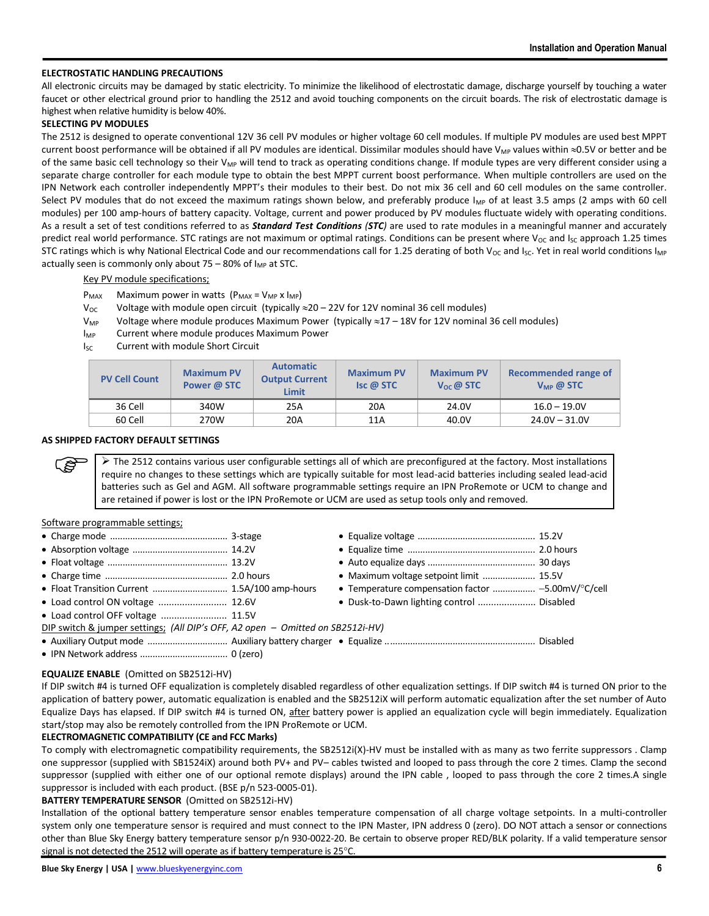## ELECTROSTATIC HANDLING PRECAUTIONS

All electronic circuits may be damaged by static electricity. To minimize the likelihood of electrostatic damage, discharge yourself by touching a water faucet or other electrical ground prior to handling the 2512 and avoid touching components on the circuit boards. The risk of electrostatic damage is highest when relative humidity is below 40%.

## SELECTING PV MODULES

The 2512 is designed to operate conventional 12V 36 cell PV modules or higher voltage 60 cell modules. If multiple PV modules are used best MPPT current boost performance will be obtained if all PV modules are identical. Dissimilar modules should have $V_{MP}$ values within ≈0.5V or better and be of the same basic cell technology so their $V_{MP}$ will tend to track as operating conditions change. If module types are very different consider using a separate charge controller for each module type to obtain the best MPPT current boost performance. When multiple controllers are used on the IPN Network each controller independently MPPT's their modules to their best. Do not mix 36 cell and 60 cell modules on the same controller. Select PV modules that do not exceed the maximum ratings shown below, and preferably produce $I_{MP}$ of at least 3.5 amps (2 amps with 60 cell modules) per 100 amp-hours of battery capacity. Voltage, current and power produced by PV modules fluctuate widely with operating conditions. As a result a set of test conditions referred to as ***Standard Test Conditions (STC)*** are used to rate modules in a meaningful manner and accurately predict real world performance. STC ratings are not maximum or optimal ratings. Conditions can be present where $V_{OC}$ and $I_{SC}$ approach 1.25 times STC ratings which is why National Electrical Code and our recommendations call for 1.25 derating of both $V_{OC}$ and $I_{SC}$. Yet in real world conditions $I_{MP}$ actually seen is commonly only about 75 – 80% of $I_{MP}$ at STC.

Key PV module specifications;

- $P_{MAX}$ Maximum power in watts ($P_{MAX} = V_{MP} \times I_{MP}$)
- $V_{OC}$ Voltage with module open circuit (typically ≈20 – 22V for 12V nominal 36 cell modules)
- $V_{MP}$ Voltage where module produces Maximum Power (typically ≈17 – 18V for 12V nominal 36 cell modules)
- $I_{MP}$ Current where module produces Maximum Power
- $I_{SC}$ Current with module Short Circuit

| PV Cell Count | Maximum PV Power @ STC | Automatic Output Current Limit | Maximum PV Isc @ STC | Maximum PV $V_{OC}$ @ STC | Recommended range of $V_{MP}$ @ STC |
|---|---|---|---|---|---|
| 36 Cell | 340W | 25A | 20A | 24.0V | 16.0 – 19.0V |
| 60 Cell | 270W | 20A | 11A | 40.0V | 24.0V – 31.0V |

## AS SHIPPED FACTORY DEFAULT SETTINGS

> ➢ The 2512 contains various user configurable settings all of which are preconfigured at the factory. Most installations require no changes to these settings which are typically suitable for most lead-acid batteries including sealed lead-acid batteries such as Gel and AGM. All software programmable settings require an IPN ProRemote or UCM to change and are retained if power is lost or the IPN ProRemote or UCM are used as setup tools only and removed.

Software programmable settings;

- Charge mode .......... 3-stage
- Absorption voltage .......... 14.2V
- Float voltage .......... 13.2V
- Charge time .......... 2.0 hours
- Float Transition Current .......... 1.5A/100 amp-hours
- Load control ON voltage .......... 12.6V
- Load control OFF voltage .......... 11.5V
- Equalize voltage .......... 15.2V
- Equalize time .......... 2.0 hours
- Auto equalize days .......... 30 days
- Maximum voltage setpoint limit .......... 15.5V
- Temperature compensation factor .......... –5.00mV/°C/cell
- Dusk-to-Dawn lighting control .......... Disabled

DIP switch & jumper settings; *(All DIP's OFF, A2 open – Omitted on SB2512i-HV)*

- Auxiliary Output mode .......... Auxiliary battery charger
- IPN Network address .......... 0 (zero)
- Equalize .......... Disabled

**EQUALIZE ENABLE** (Omitted on SB2512i-HV)

If DIP switch #4 is turned OFF equalization is completely disabled regardless of other equalization settings. If DIP switch #4 is turned ON prior to the application of battery power, automatic equalization is enabled and the SB2512iX will perform automatic equalization after the set number of Auto Equalize Days has elapsed. If DIP switch #4 is turned ON, after battery power is applied an equalization cycle will begin immediately. Equalization start/stop may also be remotely controlled from the IPN ProRemote or UCM.

**ELECTROMAGNETIC COMPATIBILITY (CE and FCC Marks)**

To comply with electromagnetic compatibility requirements, the SB2512i(X)-HV must be installed with as many as two ferrite suppressors . Clamp one suppressor (supplied with SB1524iX) around both PV+ and PV– cables twisted and looped to pass through the core 2 times. Clamp the second suppressor (supplied with either one of our optional remote displays) around the IPN cable , looped to pass through the core 2 times.A single suppressor is included with each product. (BSE p/n 523-0005-01).

**BATTERY TEMPERATURE SENSOR** (Omitted on SB2512i-HV)

Installation of the optional battery temperature sensor enables temperature compensation of all charge voltage setpoints. In a multi-controller system only one temperature sensor is required and must connect to the IPN Master, IPN address 0 (zero). DO NOT attach a sensor or connections other than Blue Sky Energy battery temperature sensor p/n 930-0022-20. Be certain to observe proper RED/BLK polarity. If a valid temperature sensor signal is not detected the 2512 will operate as if battery temperature is 25°C.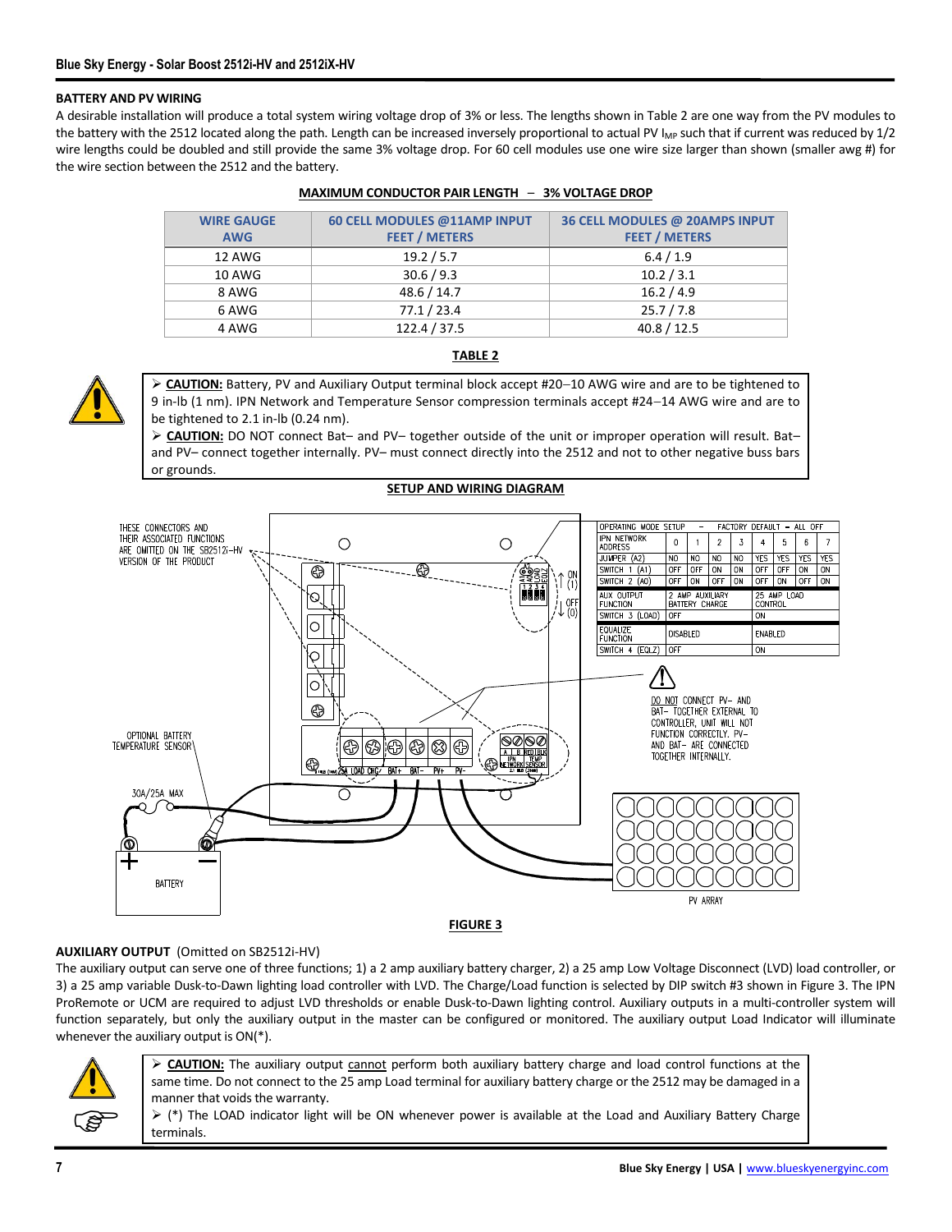## BATTERY AND PV WIRING

A desirable installation will produce a total system wiring voltage drop of 3% or less. The lengths shown in Table 2 are one way from the PV modules to the battery with the 2512 located along the path. Length can be increased inversely proportional to actual PV $I_{MP}$ such that if current was reduced by 1/2 wire lengths could be doubled and still provide the same 3% voltage drop. For 60 cell modules use one wire size larger than shown (smaller awg #) for the wire section between the 2512 and the battery.

**MAXIMUM CONDUCTOR PAIR LENGTH – 3% VOLTAGE DROP**

| WIRE GAUGE AWG | 60 CELL MODULES @11AMP INPUT FEET / METERS | 36 CELL MODULES @ 20AMPS INPUT FEET / METERS |
|---|---|---|
| 12 AWG | 19.2 / 5.7 | 6.4 / 1.9 |
| 10 AWG | 30.6 / 9.3 | 10.2 / 3.1 |
| 8 AWG | 48.6 / 14.7 | 16.2 / 4.9 |
| 6 AWG | 77.1 / 23.4 | 25.7 / 7.8 |
| 4 AWG | 122.4 / 37.5 | 40.8 / 12.5 |

**TABLE 2**

> ➢ **CAUTION:** Battery, PV and Auxiliary Output terminal block accept #20–10 AWG wire and are to be tightened to 9 in-lb (1 nm). IPN Network and Temperature Sensor compression terminals accept #24–14 AWG wire and are to be tightened to 2.1 in-lb (0.24 nm).
>
> ➢ **CAUTION:** DO NOT connect Bat– and PV– together outside of the unit or improper operation will result. Bat– and PV– connect together internally. PV– must connect directly into the 2512 and not to other negative buss bars or grounds.

**SETUP AND WIRING DIAGRAM**

THESE CONNECTORS AND THEIR ASSOCIATED FUNCTIONS ARE OMITTED ON THE SB2512i-HV VERSION OF THE PRODUCT

OPERATING MODE SETUP – FACTORY DEFAULT – ALL OFF

| IPN NETWORK ADDRESS | 0 | 1 | 2 | 3 | 4 | 5 | 6 | 7 |
|---|---|---|---|---|---|---|---|---|
| JUMPER (A2) | NO | NO | NO | NO | YES | YES | YES | YES |
| SWITCH 1 (A1) | OFF | OFF | ON | ON | OFF | OFF | ON | ON |
| SWITCH 2 (A0) | OFF | ON | OFF | ON | OFF | ON | OFF | ON |

| AUX OUTPUT FUNCTION | 2 AMP AUXILIARY BATTERY CHARGE | 25 AMP LOAD CONTROL |
|---|---|---|
| SWITCH 3 (LOAD) | OFF | ON |

| EQUALIZE FUNCTION | DISABLED | ENABLED |
|---|---|---|
| SWITCH 4 (EQLZ) | OFF | ON |

DO NOT CONNECT PV– AND BAT– TOGETHER EXTERNAL TO CONTROLLER, UNIT WILL NOT FUNCTION CORRECTLY. PV– AND BAT– ARE CONNECTED TOGETHER INTERNALLY.

OPTIONAL BATTERY TEMPERATURE SENSOR

30A/25A MAX

BATTERY

PV ARRAY

**FIGURE 3**

## AUXILIARY OUTPUT (Omitted on SB2512i-HV)

The auxiliary output can serve one of three functions; 1) a 2 amp auxiliary battery charger, 2) a 25 amp Low Voltage Disconnect (LVD) load controller, or 3) a 25 amp variable Dusk-to-Dawn lighting load controller with LVD. The Charge/Load function is selected by DIP switch #3 shown in Figure 3. The IPN ProRemote or UCM are required to adjust LVD thresholds or enable Dusk-to-Dawn lighting control. Auxiliary outputs in a multi-controller system will function separately, but only the auxiliary output in the master can be configured or monitored. The auxiliary output Load Indicator will illuminate whenever the auxiliary output is ON(*).

> ➢ **CAUTION:** The auxiliary output cannot perform both auxiliary battery charge and load control functions at the same time. Do not connect to the 25 amp Load terminal for auxiliary battery charge or the 2512 may be damaged in a manner that voids the warranty.
>
> ➢ (*) The LOAD indicator light will be ON whenever power is available at the Load and Auxiliary Battery Charge terminals.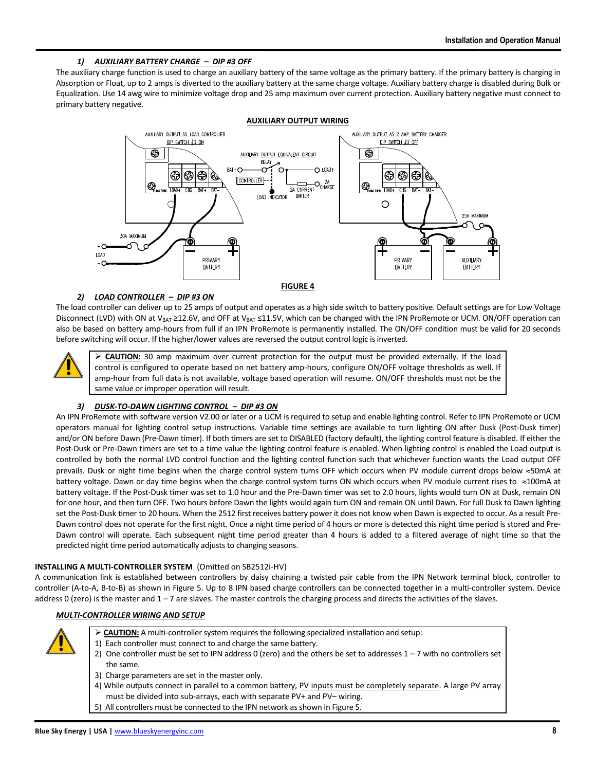### 1) *AUXILIARY BATTERY CHARGE – DIP #3 OFF*

The auxiliary charge function is used to charge an auxiliary battery of the same voltage as the primary battery. If the primary battery is charging in Absorption or Float, up to 2 amps is diverted to the auxiliary battery at the same charge voltage. Auxiliary battery charge is disabled during Bulk or Equalization. Use 14 awg wire to minimize voltage drop and 25 amp maximum over current protection. Auxiliary battery negative must connect to primary battery negative.

**AUXILIARY OUTPUT WIRING**

**FIGURE 4**

### 2) *LOAD CONTROLLER – DIP #3 ON*

The load controller can deliver up to 25 amps of output and operates as a high side switch to battery positive. Default settings are for Low Voltage Disconnect (LVD) with ON at $V_{BAT}$ ≥12.6V, and OFF at $V_{BAT}$ ≤11.5V, which can be changed with the IPN ProRemote or UCM. ON/OFF operation can also be based on battery amp-hours from full if an IPN ProRemote is permanently installed. The ON/OFF condition must be valid for 20 seconds before switching will occur. If the higher/lower values are reversed the output control logic is inverted.

> ➢ **CAUTION:** 30 amp maximum over current protection for the output must be provided externally. If the load control is configured to operate based on net battery amp-hours, configure ON/OFF voltage thresholds as well. If amp-hour from full data is not available, voltage based operation will resume. ON/OFF thresholds must not be the same value or improper operation will result.

### 3) *DUSK-TO-DAWN LIGHTING CONTROL – DIP #3 ON*

An IPN ProRemote with software version V2.00 or later or a UCM is required to setup and enable lighting control. Refer to IPN ProRemote or UCM operators manual for lighting control setup instructions. Variable time settings are available to turn lighting ON after Dusk (Post-Dusk timer) and/or ON before Dawn (Pre-Dawn timer). If both timers are set to DISABLED (factory default), the lighting control feature is disabled. If either the Post-Dusk or Pre-Dawn timers are set to a time value the lighting control feature is enabled. When lighting control is enabled the Load output is controlled by both the normal LVD control function and the lighting control function such that whichever function wants the Load output OFF prevails. Dusk or night time begins when the charge control system turns OFF which occurs when PV module current drops below ≈50mA at battery voltage. Dawn or day time begins when the charge control system turns ON which occurs when PV module current rises to ≈100mA at battery voltage. If the Post-Dusk timer was set to 1.0 hour and the Pre-Dawn timer was set to 2.0 hours, lights would turn ON at Dusk, remain ON for one hour, and then turn OFF. Two hours before Dawn the lights would again turn ON and remain ON until Dawn. For full Dusk to Dawn lighting set the Post-Dusk timer to 20 hours. When the 2512 first receives battery power it does not know when Dawn is expected to occur. As a result Pre-Dawn control does not operate for the first night. Once a night time period of 4 hours or more is detected this night time period is stored and Pre-Dawn control will operate. Each subsequent night time period greater than 4 hours is added to a filtered average of night time so that the predicted night time period automatically adjusts to changing seasons.

## INSTALLING A MULTI-CONTROLLER SYSTEM (Omitted on SB2512i-HV)

A communication link is established between controllers by daisy chaining a twisted pair cable from the IPN Network terminal block, controller to controller (A-to-A, B-to-B) as shown in Figure 5. Up to 8 IPN based charge controllers can be connected together in a multi-controller system. Device address 0 (zero) is the master and 1 – 7 are slaves. The master controls the charging process and directs the activities of the slaves.

### *MULTI-CONTROLLER WIRING AND SETUP*

> ➢ **CAUTION:** A multi-controller system requires the following specialized installation and setup:
> 1) Each controller must connect to and charge the same battery.
> 2) One controller must be set to IPN address 0 (zero) and the others be set to addresses 1 – 7 with no controllers set the same.
> 3) Charge parameters are set in the master only.
> 4) While outputs connect in parallel to a common battery, PV inputs must be completely separate. A large PV array must be divided into sub-arrays, each with separate PV+ and PV– wiring.
> 5) All controllers must be connected to the IPN network as shown in Figure 5.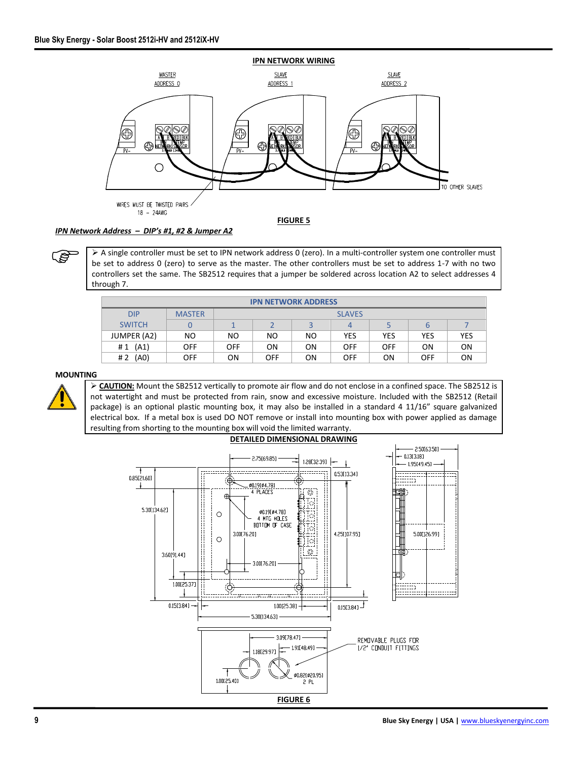## IPN NETWORK WIRING

MASTER ADDRESS 0

SLAVE ADDRESS 1

SLAVE ADDRESS 2

TO OTHER SLAVES

WIRES MUST BE TWISTED PAIRS 18 – 24AWG

FIGURE 5

***IPN Network Address – DIP's #1, #2 & Jumper A2***

> ➢ A single controller must be set to IPN network address 0 (zero). In a multi-controller system one controller must be set to address 0 (zero) to serve as the master. The other controllers must be set to address 1-7 with no two controllers set the same. The SB2512 requires that a jumper be soldered across location A2 to select addresses 4 through 7.

| IPN NETWORK ADDRESS | | | | | | | | |
|---|---|---|---|---|---|---|---|---|
| DIP | MASTER | SLAVES | | | | | | |
| SWITCH | 0 | 1 | 2 | 3 | 4 | 5 | 6 | 7 |
| JUMPER (A2) | NO | NO | NO | NO | YES | YES | YES | YES |
| # 1 (A1) | OFF | OFF | ON | ON | OFF | OFF | ON | ON |
| # 2 (A0) | OFF | ON | OFF | ON | OFF | ON | OFF | ON |

### MOUNTING

> ➢ **CAUTION:** Mount the SB2512 vertically to promote air flow and do not enclose in a confined space. The SB2512 is not watertight and must be protected from rain, snow and excessive moisture. Included with the SB2512 (Retail package) is an optional plastic mounting box, it may also be installed in a standard 4 11/16" square galvanized electrical box. If a metal box is used DO NOT remove or install into mounting box with power applied as damage resulting from shorting to the mounting box will void the limited warranty.

## DETAILED DIMENSIONAL DRAWING

2.75[69.85] 1.28[32.39] 0.53[13.34] 0.85[21.60] ø0.19[ø4.78] 4 PLACES ø0.19[ø4.78] 4 MTG HOLES BOTTOM OF CASE 5.30[134.62] 3.00[76.20] 4.25[107.95] 3.60[91.44] 3.00[76.20] 1.00[25.37] 0.15[3.84] 1.00[25.38] 0.15[3.84] 5.30[134.63] 2.50[63.50] 0.13[3.18] 1.95[49.45] 5.00[126.99]

3.09[78.47] 1.91[48.49] 1.18[29.97] 1.00[25.40] ø0.82[ø20.95] 2 PL

REMOVABLE PLUGS FOR 1/2" CONDUIT FITTINGS

FIGURE 6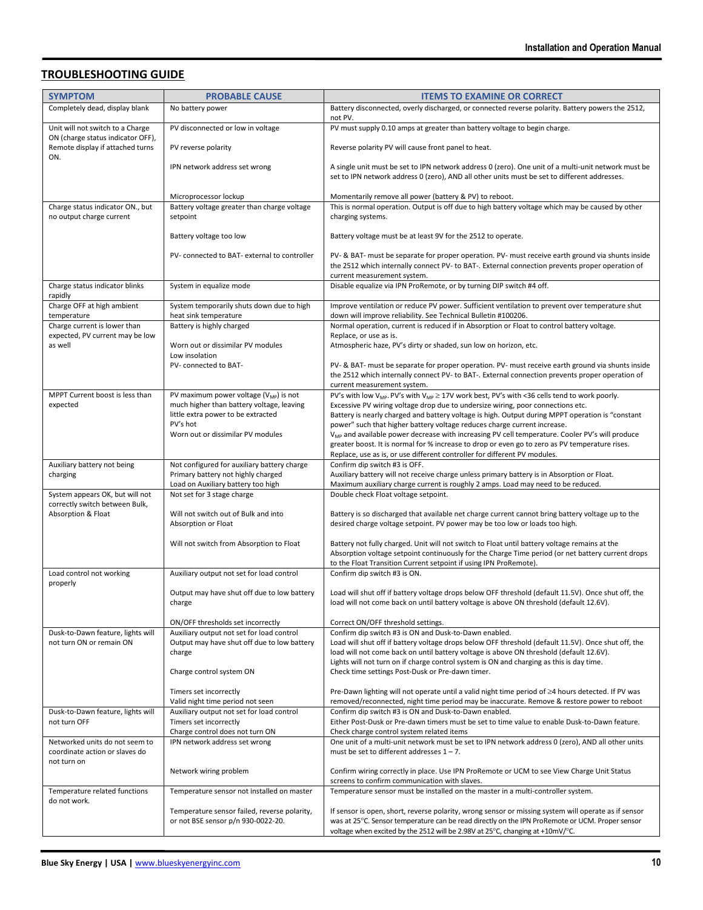## TROUBLESHOOTING GUIDE

| SYMPTOM | PROBABLE CAUSE | ITEMS TO EXAMINE OR CORRECT |
|---|---|---|
| Completely dead, display blank | No battery power | Battery disconnected, overly discharged, or connected reverse polarity. Battery powers the 2512, not PV. |
| Unit will not switch to a Charge ON (charge status indicator OFF), Remote display if attached turns ON. | PV disconnected or low in voltage | PV must supply 0.10 amps at greater than battery voltage to begin charge. |
| | PV reverse polarity | Reverse polarity PV will cause front panel to heat. |
| | IPN network address set wrong | A single unit must be set to IPN network address 0 (zero). One unit of a multi-unit network must be set to IPN network address 0 (zero), AND all other units must be set to different addresses. |
| | Microprocessor lockup | Momentarily remove all power (battery & PV) to reboot. |
| Charge status indicator ON., but no output charge current | Battery voltage greater than charge voltage setpoint | This is normal operation. Output is off due to high battery voltage which may be caused by other charging systems. |
| | Battery voltage too low | Battery voltage must be at least 9V for the 2512 to operate. |
| | PV- connected to BAT- external to controller | PV- & BAT- must be separate for proper operation. PV- must receive earth ground via shunts inside the 2512 which internally connect PV- to BAT-. External connection prevents proper operation of current measurement system. |
| Charge status indicator blinks rapidly | System in equalize mode | Disable equalize via IPN ProRemote, or by turning DIP switch #4 off. |
| Charge OFF at high ambient temperature | System temporarily shuts down due to high heat sink temperature | Improve ventilation or reduce PV power. Sufficient ventilation to prevent over temperature shut down will improve reliability. See Technical Bulletin #100206. |
| Charge current is lower than expected, PV current may be low as well | Battery is highly charged | Normal operation, current is reduced if in Absorption or Float to control battery voltage. |
| | Worn out or dissimilar PV modules | Replace, or use as is. |
| | Low insolation | Atmospheric haze, PV's dirty or shaded, sun low on horizon, etc. |
| | PV- connected to BAT- | PV- & BAT- must be separate for proper operation. PV- must receive earth ground via shunts inside the 2512 which internally connect PV- to BAT-. External connection prevents proper operation of current measurement system. |
| MPPT Current boost is less than expected | PV maximum power voltage ($V_{MP}$) is not much higher than battery voltage, leaving little extra power to be extracted | PV's with low $V_{MP}$. PV's with $V_{MP} \geq 17V$ work best, PV's with <36 cells tend to work poorly. Excessive PV wiring voltage drop due to undersize wiring, poor connections etc. Battery is nearly charged and battery voltage is high. Output during MPPT operation is "constant power" such that higher battery voltage reduces charge current increase. |
| | PV's hot | $V_{MP}$ and available power decrease with increasing PV cell temperature. Cooler PV's will produce greater boost. It is normal for % increase to drop or even go to zero as PV temperature rises. |
| | Worn out or dissimilar PV modules | Replace, use as is, or use different controller for different PV modules. |
| Auxiliary battery not being charging | Not configured for auxiliary battery charge | Confirm dip switch #3 is OFF. |
| | Primary battery not highly charged | Auxiliary battery will not receive charge unless primary battery is in Absorption or Float. |
| | Load on Auxiliary battery too high | Maximum auxiliary charge current is roughly 2 amps. Load may need to be reduced. |
| System appears OK, but will not correctly switch between Bulk, Absorption & Float | Not set for 3 stage charge | Double check Float voltage setpoint. |
| | Will not switch out of Bulk and into Absorption or Float | Battery is so discharged that available net charge current cannot bring battery voltage up to the desired charge voltage setpoint. PV power may be too low or loads too high. |
| | Will not switch from Absorption to Float | Battery not fully charged. Unit will not switch to Float until battery voltage remains at the Absorption voltage setpoint continuously for the Charge Time period (or net battery current drops to the Float Transition Current setpoint if using IPN ProRemote). |
| Load control not working properly | Auxiliary output not set for load control | Confirm dip switch #3 is ON. |
| | Output may have shut off due to low battery charge | Load will shut off if battery voltage drops below OFF threshold (default 11.5V). Once shut off, the load will not come back on until battery voltage is above ON threshold (default 12.6V). |
| | ON/OFF thresholds set incorrectly | Correct ON/OFF threshold settings. |
| Dusk-to-Dawn feature, lights will not turn ON or remain ON | Auxiliary output not set for load control | Confirm dip switch #3 is ON and Dusk-to-Dawn enabled. |
| | Output may have shut off due to low battery charge | Load will shut off if battery voltage drops below OFF threshold (default 11.5V). Once shut off, the load will not come back on until battery voltage is above ON threshold (default 12.6V). |
| | Charge control system ON | Lights will not turn on if charge control system is ON and charging as this is day time. |
| | Timers set incorrectly | Check time settings Post-Dusk or Pre-dawn timer. |
| | Valid night time period not seen | Pre-Dawn lighting will not operate until a valid night time period of ≥4 hours detected. If PV was removed/reconnected, night time period may be inaccurate. Remove & restore power to reboot |
| Dusk-to-Dawn feature, lights will not turn OFF | Auxiliary output not set for load control | Confirm dip switch #3 is ON and Dusk-to-Dawn enabled. |
| | Timers set incorrectly | Either Post-Dusk or Pre-dawn timers must be set to time value to enable Dusk-to-Dawn feature. |
| | Charge control does not turn ON | Check charge control system related items |
| Networked units do not seem to coordinate action or slaves do not turn on | IPN network address set wrong | One unit of a multi-unit network must be set to IPN network address 0 (zero), AND all other units must be set to different addresses 1 – 7. |
| | Network wiring problem | Confirm wiring correctly in place. Use IPN ProRemote or UCM to see View Charge Unit Status screens to confirm communication with slaves. |
| Temperature related functions do not work. | Temperature sensor not installed on master | Temperature sensor must be installed on the master in a multi-controller system. |
| | Temperature sensor failed, reverse polarity, or not BSE sensor p/n 930-0022-20. | If sensor is open, short, reverse polarity, wrong sensor or missing system will operate as if sensor was at 25°C. Sensor temperature can be read directly on the IPN ProRemote or UCM. Proper sensor voltage when excited by the 2512 will be 2.98V at 25°C, changing at +10mV/°C. |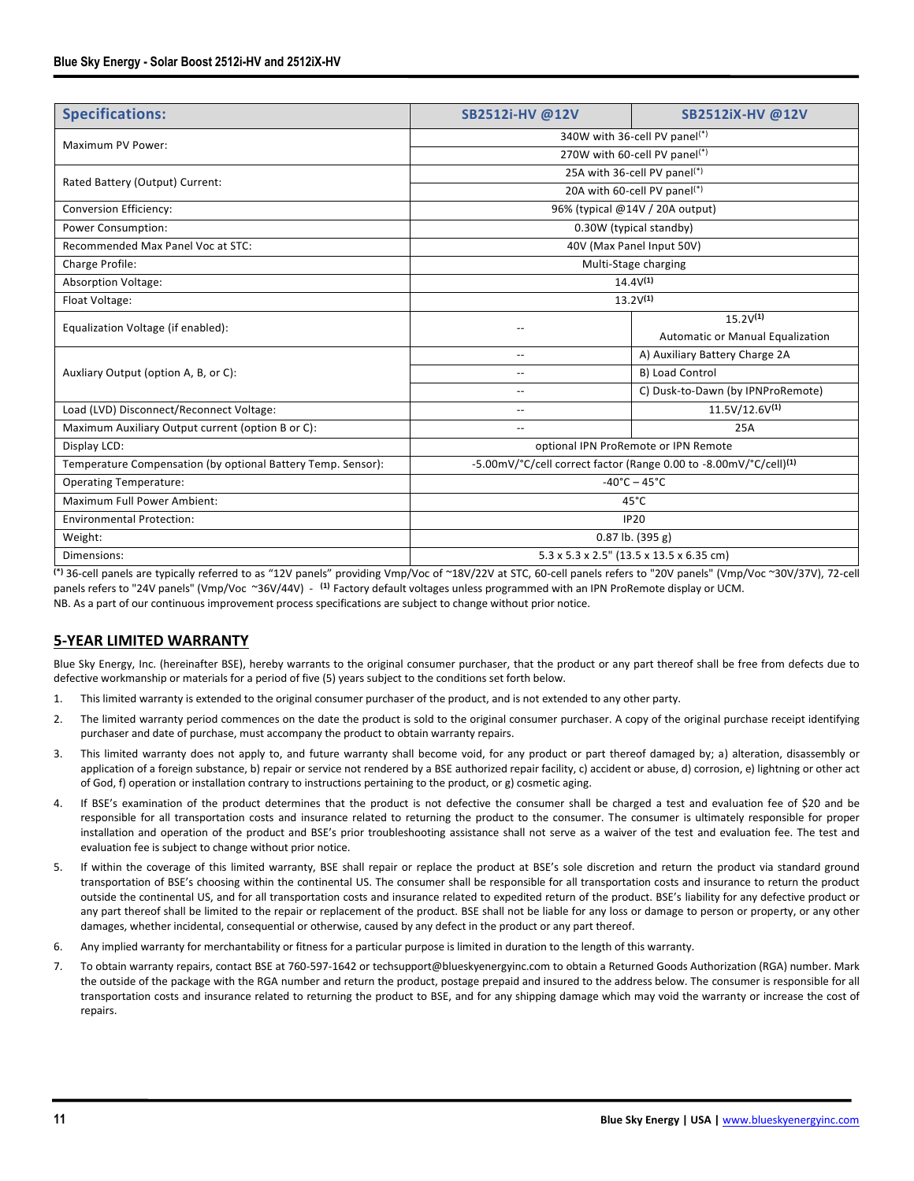| Specifications: | SB2512i-HV @12V | SB2512iX-HV @12V |
|---|---|---|
| Maximum PV Power: | 340W with 36-cell PV panel(*) | |
| | 270W with 60-cell PV panel(*) | |
| Rated Battery (Output) Current: | 25A with 36-cell PV panel(*) | |
| | 20A with 60-cell PV panel(*) | |
| Conversion Efficiency: | 96% (typical @14V / 20A output) | |
| Power Consumption: | 0.30W (typical standby) | |
| Recommended Max Panel Voc at STC: | 40V (Max Panel Input 50V) | |
| Charge Profile: | Multi-Stage charging | |
| Absorption Voltage: | 14.4V(1) | |
| Float Voltage: | 13.2V(1) | |
| Equalization Voltage (if enabled): | -- | 15.2V(1) Automatic or Manual Equalization |
| Auxiliary Output (option A, B, or C): | -- | A) Auxiliary Battery Charge 2A |
| | -- | B) Load Control |
| | -- | C) Dusk-to-Dawn (by IPNProRemote) |
| Load (LVD) Disconnect/Reconnect Voltage: | -- | 11.5V/12.6V(1) |
| Maximum Auxiliary Output current (option B or C): | -- | 25A |
| Display LCD: | optional IPN ProRemote or IPN Remote | |
| Temperature Compensation (by optional Battery Temp. Sensor): | -5.00mV/°C/cell correct factor (Range 0.00 to -8.00mV/°C/cell)(1) | |
| Operating Temperature: | -40°C – 45°C | |
| Maximum Full Power Ambient: | 45°C | |
| Environmental Protection: | IP20 | |
| Weight: | 0.87 lb. (395 g) | |
| Dimensions: | 5.3 x 5.3 x 2.5" (13.5 x 13.5 x 6.35 cm) | |

(*) 36-cell panels are typically referred to as "12V panels" providing Vmp/Voc of ~18V/22V at STC, 60-cell panels refers to "20V panels" (Vmp/Voc ~30V/37V), 72-cell panels refers to "24V panels" (Vmp/Voc ~36V/44V) - (1) Factory default voltages unless programmed with an IPN ProRemote display or UCM.
NB. As a part of our continuous improvement process specifications are subject to change without prior notice.

## 5-YEAR LIMITED WARRANTY

Blue Sky Energy, Inc. (hereinafter BSE), hereby warrants to the original consumer purchaser, that the product or any part thereof shall be free from defects due to defective workmanship or materials for a period of five (5) years subject to the conditions set forth below.

1. This limited warranty is extended to the original consumer purchaser of the product, and is not extended to any other party.
2. The limited warranty period commences on the date the product is sold to the original consumer purchaser. A copy of the original purchase receipt identifying purchaser and date of purchase, must accompany the product to obtain warranty repairs.
3. This limited warranty does not apply to, and future warranty shall become void, for any product or part thereof damaged by; a) alteration, disassembly or application of a foreign substance, b) repair or service not rendered by a BSE authorized repair facility, c) accident or abuse, d) corrosion, e) lightning or other act of God, f) operation or installation contrary to instructions pertaining to the product, or g) cosmetic aging.
4. If BSE's examination of the product determines that the product is not defective the consumer shall be charged a test and evaluation fee of $20 and be responsible for all transportation costs and insurance related to returning the product to the consumer. The consumer is ultimately responsible for proper installation and operation of the product and BSE's prior troubleshooting assistance shall not serve as a waiver of the test and evaluation fee. The test and evaluation fee is subject to change without prior notice.
5. If within the coverage of this limited warranty, BSE shall repair or replace the product at BSE's sole discretion and return the product via standard ground transportation of BSE's choosing within the continental US. The consumer shall be responsible for all transportation costs and insurance to return the product outside the continental US, and for all transportation costs and insurance related to expedited return of the product. BSE's liability for any defective product or any part thereof shall be limited to the repair or replacement of the product. BSE shall not be liable for any loss or damage to person or property, or any other damages, whether incidental, consequential or otherwise, caused by any defect in the product or any part thereof.
6. Any implied warranty for merchantability or fitness for a particular purpose is limited in duration to the length of this warranty.
7. To obtain warranty repairs, contact BSE at 760-597-1642 or techsupport@blueskyenergyinc.com to obtain a Returned Goods Authorization (RGA) number. Mark the outside of the package with the RGA number and return the product, postage prepaid and insured to the address below. The consumer is responsible for all transportation costs and insurance related to returning the product to BSE, and for any shipping damage which may void the warranty or increase the cost of repairs.